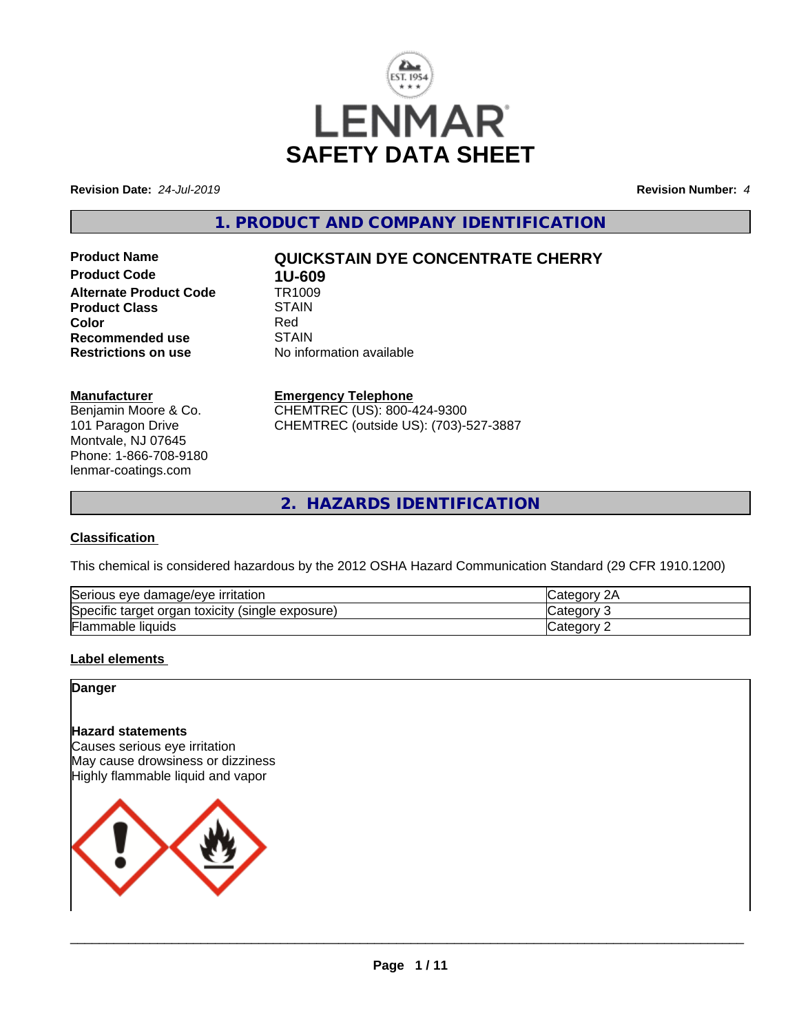LENMAR

# SAFETY DATA SHEET

**Revision Date:** *24-Jul-2019* **Revision Number:** *4*

## 1. PRODUCT AND COMPANY IDENTIFICATION

| | |
|---|---|
| **Product Name** | **QUICKSTAIN DYE CONCENTRATE CHERRY** |
| **Product Code** | **1U-609** |
| **Alternate Product Code** | TR1009 |
| **Product Class** | STAIN |
| **Color** | Red |
| **Recommended use** | STAIN |
| **Restrictions on use** | No information available |

**Manufacturer**
Benjamin Moore & Co.
101 Paragon Drive
Montvale, NJ 07645
Phone: 1-866-708-9180
lenmar-coatings.com

**Emergency Telephone**
CHEMTREC (US): 800-424-9300
CHEMTREC (outside US): (703)-527-3887

## 2. HAZARDS IDENTIFICATION

**Classification**

This chemical is considered hazardous by the 2012 OSHA Hazard Communication Standard (29 CFR 1910.1200)

| | |
|---|---|
| Serious eye damage/eye irritation | Category 2A |
| Specific target organ toxicity (single exposure) | Category 3 |
| Flammable liquids | Category 2 |

**Label elements**

**Danger**

**Hazard statements**
Causes serious eye irritation
May cause drowsiness or dizziness
Highly flammable liquid and vapor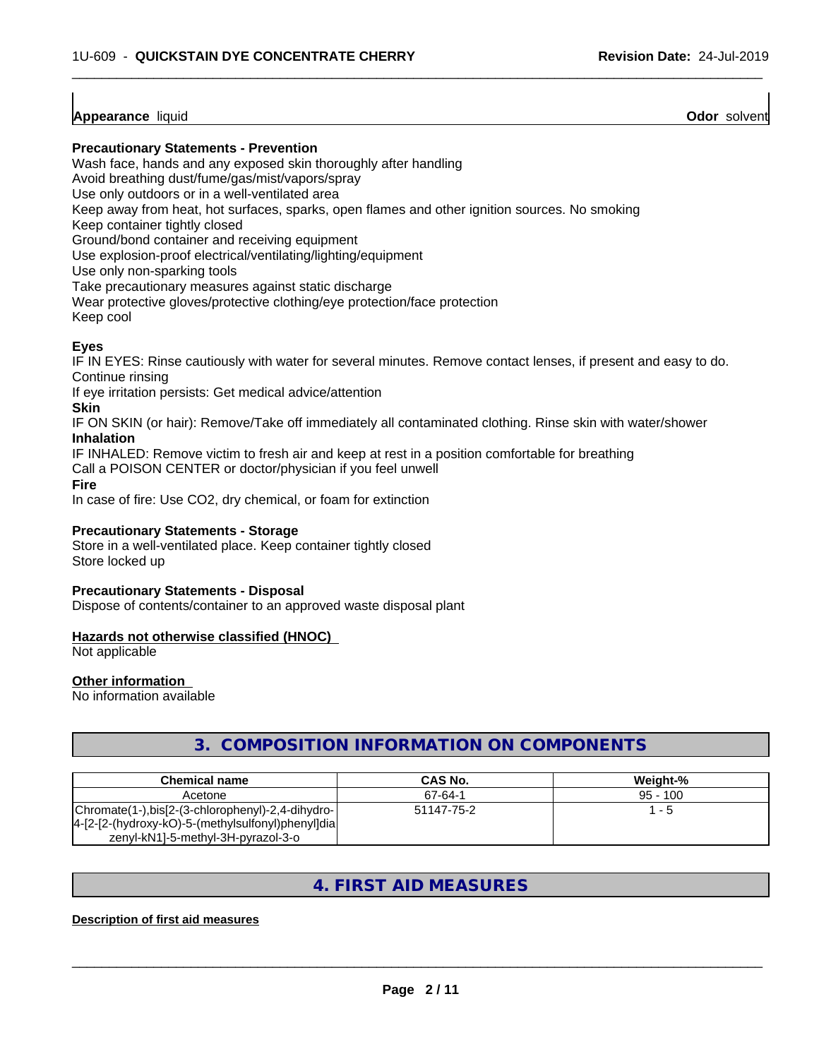**Appearance** liquid **Odor** solvent

**Precautionary Statements - Prevention**

Wash face, hands and any exposed skin thoroughly after handling
Avoid breathing dust/fume/gas/mist/vapors/spray
Use only outdoors or in a well-ventilated area
Keep away from heat, hot surfaces, sparks, open flames and other ignition sources. No smoking
Keep container tightly closed
Ground/bond container and receiving equipment
Use explosion-proof electrical/ventilating/lighting/equipment
Use only non-sparking tools
Take precautionary measures against static discharge
Wear protective gloves/protective clothing/eye protection/face protection
Keep cool

**Eyes**

IF IN EYES: Rinse cautiously with water for several minutes. Remove contact lenses, if present and easy to do. Continue rinsing
If eye irritation persists: Get medical advice/attention

**Skin**

IF ON SKIN (or hair): Remove/Take off immediately all contaminated clothing. Rinse skin with water/shower

**Inhalation**

IF INHALED: Remove victim to fresh air and keep at rest in a position comfortable for breathing
Call a POISON CENTER or doctor/physician if you feel unwell

**Fire**

In case of fire: Use CO2, dry chemical, or foam for extinction

**Precautionary Statements - Storage**

Store in a well-ventilated place. Keep container tightly closed
Store locked up

**Precautionary Statements - Disposal**

Dispose of contents/container to an approved waste disposal plant

**Hazards not otherwise classified (HNOC)**

Not applicable

**Other information**

No information available

## 3. COMPOSITION INFORMATION ON COMPONENTS

| Chemical name | CAS No. | Weight-% |
|---|---|---|
| Acetone | 67-64-1 | 95 - 100 |
| Chromate(1-),bis[2-(3-chlorophenyl)-2,4-dihydro-4-[2-[2-(hydroxy-kO)-5-(methylsulfonyl)phenyl]diazenyl-kN1]-5-methyl-3H-pyrazol-3-o | 51147-75-2 | 1 - 5 |

## 4. FIRST AID MEASURES

**Description of first aid measures**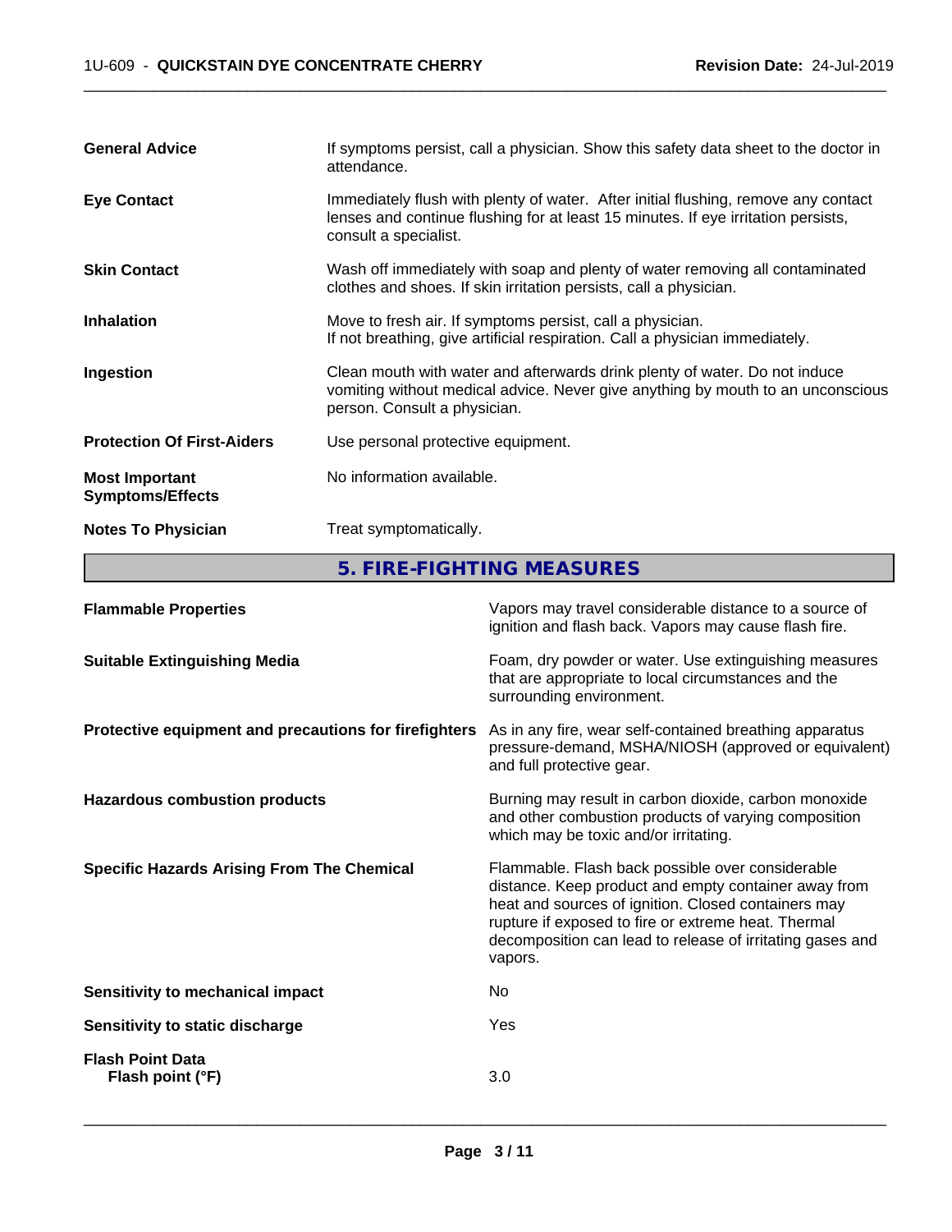| | |
|---|---|
| **General Advice** | If symptoms persist, call a physician. Show this safety data sheet to the doctor in attendance. |
| **Eye Contact** | Immediately flush with plenty of water. After initial flushing, remove any contact lenses and continue flushing for at least 15 minutes. If eye irritation persists, consult a specialist. |
| **Skin Contact** | Wash off immediately with soap and plenty of water removing all contaminated clothes and shoes. If skin irritation persists, call a physician. |
| **Inhalation** | Move to fresh air. If symptoms persist, call a physician. If not breathing, give artificial respiration. Call a physician immediately. |
| **Ingestion** | Clean mouth with water and afterwards drink plenty of water. Do not induce vomiting without medical advice. Never give anything by mouth to an unconscious person. Consult a physician. |
| **Protection Of First-Aiders** | Use personal protective equipment. |
| **Most Important Symptoms/Effects** | No information available. |
| **Notes To Physician** | Treat symptomatically. |

## 5. FIRE-FIGHTING MEASURES

| | |
|---|---|
| **Flammable Properties** | Vapors may travel considerable distance to a source of ignition and flash back. Vapors may cause flash fire. |
| **Suitable Extinguishing Media** | Foam, dry powder or water. Use extinguishing measures that are appropriate to local circumstances and the surrounding environment. |
| **Protective equipment and precautions for firefighters** | As in any fire, wear self-contained breathing apparatus pressure-demand, MSHA/NIOSH (approved or equivalent) and full protective gear. |
| **Hazardous combustion products** | Burning may result in carbon dioxide, carbon monoxide and other combustion products of varying composition which may be toxic and/or irritating. |
| **Specific Hazards Arising From The Chemical** | Flammable. Flash back possible over considerable distance. Keep product and empty container away from heat and sources of ignition. Closed containers may rupture if exposed to fire or extreme heat. Thermal decomposition can lead to release of irritating gases and vapors. |
| **Sensitivity to mechanical impact** | No |
| **Sensitivity to static discharge** | Yes |
| **Flash Point Data** | |
| **Flash point (°F)** | 3.0 |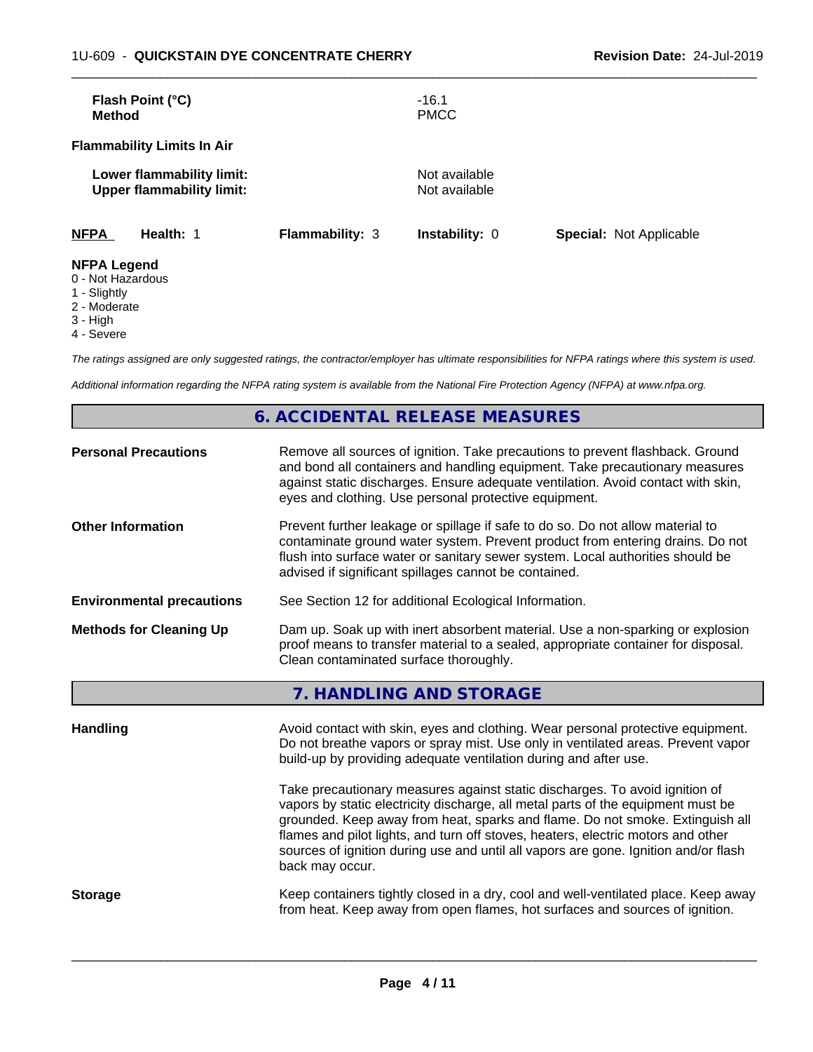| | |
|---|---|
| **Flash Point (°C)** | -16.1 |
| **Method** | PMCC |

**Flammability Limits In Air**

| | |
|---|---|
| **Lower flammability limit:** | Not available |
| **Upper flammability limit:** | Not available |

| **NFPA** | **Health:** 1 | **Flammability:** 3 | **Instability:** 0 | **Special:** Not Applicable |
|---|---|---|---|---|

**NFPA Legend**
- 0 - Not Hazardous
- 1 - Slightly
- 2 - Moderate
- 3 - High
- 4 - Severe

*The ratings assigned are only suggested ratings, the contractor/employer has ultimate responsibilities for NFPA ratings where this system is used.*

*Additional information regarding the NFPA rating system is available from the National Fire Protection Agency (NFPA) at www.nfpa.org.*

## 6. ACCIDENTAL RELEASE MEASURES

**Personal Precautions**
Remove all sources of ignition. Take precautions to prevent flashback. Ground and bond all containers and handling equipment. Take precautionary measures against static discharges. Ensure adequate ventilation. Avoid contact with skin, eyes and clothing. Use personal protective equipment.

**Other Information**
Prevent further leakage or spillage if safe to do so. Do not allow material to contaminate ground water system. Prevent product from entering drains. Do not flush into surface water or sanitary sewer system. Local authorities should be advised if significant spillages cannot be contained.

**Environmental precautions**
See Section 12 for additional Ecological Information.

**Methods for Cleaning Up**
Dam up. Soak up with inert absorbent material. Use a non-sparking or explosion proof means to transfer material to a sealed, appropriate container for disposal. Clean contaminated surface thoroughly.

## 7. HANDLING AND STORAGE

**Handling**
Avoid contact with skin, eyes and clothing. Wear personal protective equipment. Do not breathe vapors or spray mist. Use only in ventilated areas. Prevent vapor build-up by providing adequate ventilation during and after use.

Take precautionary measures against static discharges. To avoid ignition of vapors by static electricity discharge, all metal parts of the equipment must be grounded. Keep away from heat, sparks and flame. Do not smoke. Extinguish all flames and pilot lights, and turn off stoves, heaters, electric motors and other sources of ignition during use and until all vapors are gone. Ignition and/or flash back may occur.

**Storage**
Keep containers tightly closed in a dry, cool and well-ventilated place. Keep away from heat. Keep away from open flames, hot surfaces and sources of ignition.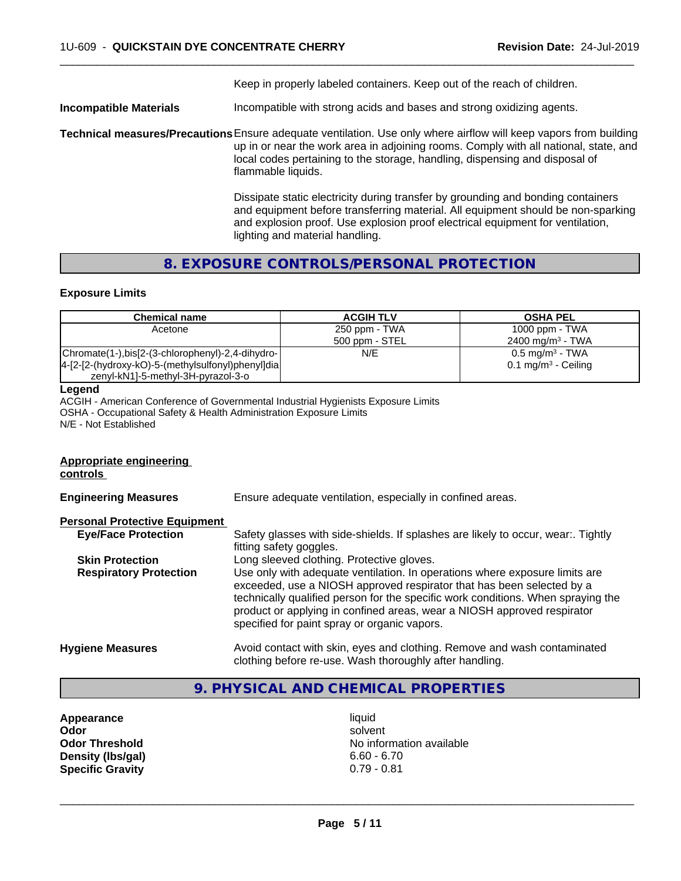Keep in properly labeled containers. Keep out of the reach of children.

**Incompatible Materials** Incompatible with strong acids and bases and strong oxidizing agents.

**Technical measures/Precautions** Ensure adequate ventilation. Use only where airflow will keep vapors from building up in or near the work area in adjoining rooms. Comply with all national, state, and local codes pertaining to the storage, handling, dispensing and disposal of flammable liquids.

Dissipate static electricity during transfer by grounding and bonding containers and equipment before transferring material. All equipment should be non-sparking and explosion proof. Use explosion proof electrical equipment for ventilation, lighting and material handling.

## 8. EXPOSURE CONTROLS/PERSONAL PROTECTION

### Exposure Limits

| Chemical name | ACGIH TLV | OSHA PEL |
|---|---|---|
| Acetone | 250 ppm - TWA<br>500 ppm - STEL | 1000 ppm - TWA<br>2400 $mg/m^3$ - TWA |
| Chromate(1-),bis[2-(3-chlorophenyl)-2,4-dihydro-4-[2-[2-(hydroxy-kO)-5-(methylsulfonyl)phenyl]diazenyl-kN1]-5-methyl-3H-pyrazol-3-o | N/E | 0.5 $mg/m^3$ - TWA<br>0.1 $mg/m^3$ - Ceiling |

**Legend**
ACGIH - American Conference of Governmental Industrial Hygienists Exposure Limits
OSHA - Occupational Safety & Health Administration Exposure Limits
N/E - Not Established

**Appropriate engineering controls**

**Engineering Measures** Ensure adequate ventilation, especially in confined areas.

**Personal Protective Equipment**

**Eye/Face Protection** Safety glasses with side-shields. If splashes are likely to occur, wear:. Tightly fitting safety goggles.

**Skin Protection** Long sleeved clothing. Protective gloves.

**Respiratory Protection** Use only with adequate ventilation. In operations where exposure limits are exceeded, use a NIOSH approved respirator that has been selected by a technically qualified person for the specific work conditions. When spraying the product or applying in confined areas, wear a NIOSH approved respirator specified for paint spray or organic vapors.

**Hygiene Measures** Avoid contact with skin, eyes and clothing. Remove and wash contaminated clothing before re-use. Wash thoroughly after handling.

## 9. PHYSICAL AND CHEMICAL PROPERTIES

**Appearance** liquid
**Odor** solvent
**Odor Threshold** No information available
**Density (lbs/gal)** 6.60 - 6.70
**Specific Gravity** 0.79 - 0.81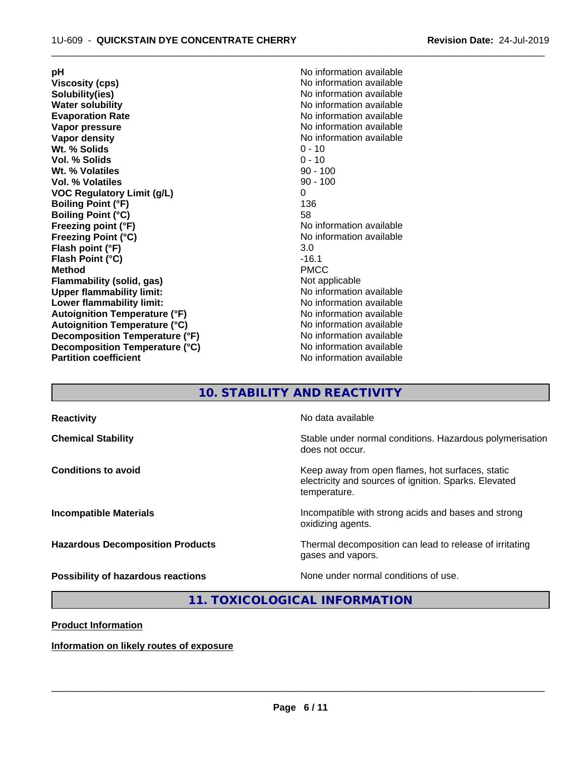| | |
|---|---|
| **pH** | No information available |
| **Viscosity (cps)** | No information available |
| **Solubility(ies)** | No information available |
| **Water solubility** | No information available |
| **Evaporation Rate** | No information available |
| **Vapor pressure** | No information available |
| **Vapor density** | No information available |
| **Wt. % Solids** | 0 - 10 |
| **Vol. % Solids** | 0 - 10 |
| **Wt. % Volatiles** | 90 - 100 |
| **Vol. % Volatiles** | 90 - 100 |
| **VOC Regulatory Limit (g/L)** | 0 |
| **Boiling Point (°F)** | 136 |
| **Boiling Point (°C)** | 58 |
| **Freezing point (°F)** | No information available |
| **Freezing Point (°C)** | No information available |
| **Flash point (°F)** | 3.0 |
| **Flash Point (°C)** | -16.1 |
| **Method** | PMCC |
| **Flammability (solid, gas)** | Not applicable |
| **Upper flammability limit:** | No information available |
| **Lower flammability limit:** | No information available |
| **Autoignition Temperature (°F)** | No information available |
| **Autoignition Temperature (°C)** | No information available |
| **Decomposition Temperature (°F)** | No information available |
| **Decomposition Temperature (°C)** | No information available |
| **Partition coefficient** | No information available |

## 10. STABILITY AND REACTIVITY

| | |
|---|---|
| **Reactivity** | No data available |
| **Chemical Stability** | Stable under normal conditions. Hazardous polymerisation does not occur. |
| **Conditions to avoid** | Keep away from open flames, hot surfaces, static electricity and sources of ignition. Sparks. Elevated temperature. |
| **Incompatible Materials** | Incompatible with strong acids and bases and strong oxidizing agents. |
| **Hazardous Decomposition Products** | Thermal decomposition can lead to release of irritating gases and vapors. |
| **Possibility of hazardous reactions** | None under normal conditions of use. |

## 11. TOXICOLOGICAL INFORMATION

**Product Information**

**Information on likely routes of exposure**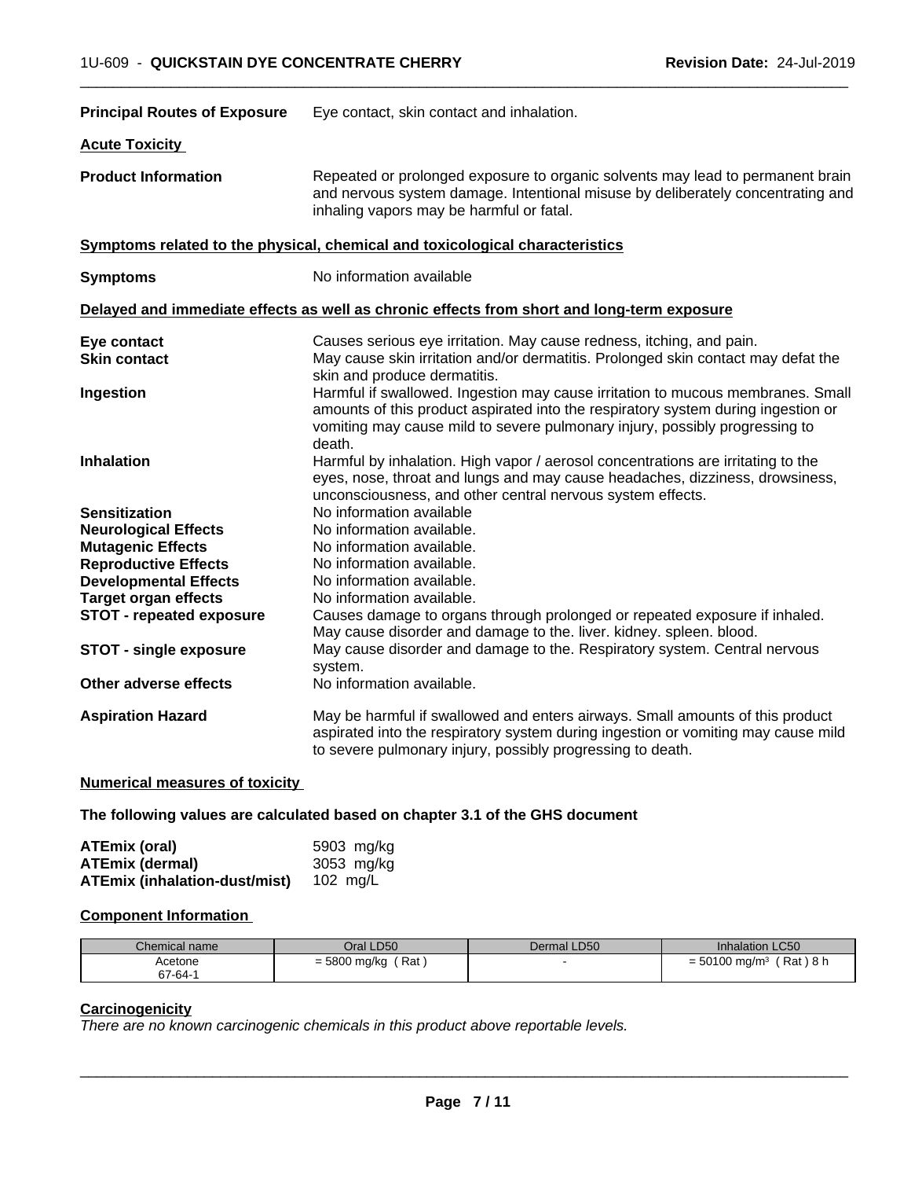**Principal Routes of Exposure** Eye contact, skin contact and inhalation.

**Acute Toxicity**

**Product Information** Repeated or prolonged exposure to organic solvents may lead to permanent brain and nervous system damage. Intentional misuse by deliberately concentrating and inhaling vapors may be harmful or fatal.

**Symptoms related to the physical, chemical and toxicological characteristics**

**Symptoms** No information available

**Delayed and immediate effects as well as chronic effects from short and long-term exposure**

**Eye contact** Causes serious eye irritation. May cause redness, itching, and pain.

**Skin contact** May cause skin irritation and/or dermatitis. Prolonged skin contact may defat the skin and produce dermatitis.

**Ingestion** Harmful if swallowed. Ingestion may cause irritation to mucous membranes. Small amounts of this product aspirated into the respiratory system during ingestion or vomiting may cause mild to severe pulmonary injury, possibly progressing to death.

**Inhalation** Harmful by inhalation. High vapor / aerosol concentrations are irritating to the eyes, nose, throat and lungs and may cause headaches, dizziness, drowsiness, unconsciousness, and other central nervous system effects.

**Sensitization** No information available

**Neurological Effects** No information available.

**Mutagenic Effects** No information available.

**Reproductive Effects** No information available.

**Developmental Effects** No information available.

**Target organ effects** No information available.

**STOT - repeated exposure** Causes damage to organs through prolonged or repeated exposure if inhaled. May cause disorder and damage to the. liver. kidney. spleen. blood.

**STOT - single exposure** May cause disorder and damage to the. Respiratory system. Central nervous system.

**Other adverse effects** No information available.

**Aspiration Hazard** May be harmful if swallowed and enters airways. Small amounts of this product aspirated into the respiratory system during ingestion or vomiting may cause mild to severe pulmonary injury, possibly progressing to death.

**Numerical measures of toxicity**

**The following values are calculated based on chapter 3.1 of the GHS document**

**ATEmix (oral)** 5903 mg/kg
**ATEmix (dermal)** 3053 mg/kg
**ATEmix (inhalation-dust/mist)** 102 mg/L

**Component Information**

| Chemical name | Oral LD50 | Dermal LD50 | Inhalation LC50 |
|---|---|---|---|
| Acetone 67-64-1 | = 5800 mg/kg ( Rat ) | - | = 50100 mg/m³ ( Rat ) 8 h |

**Carcinogenicity**

*There are no known carcinogenic chemicals in this product above reportable levels.*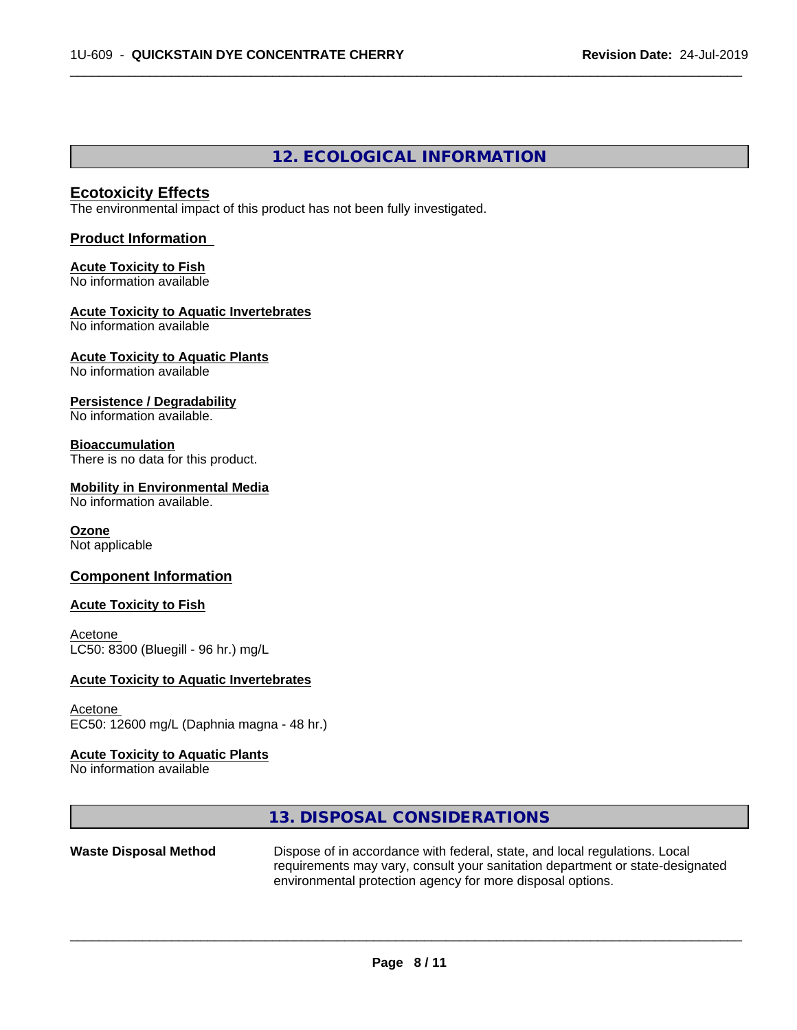## 12. ECOLOGICAL INFORMATION

### Ecotoxicity Effects

The environmental impact of this product has not been fully investigated.

### Product Information

**Acute Toxicity to Fish**
No information available

**Acute Toxicity to Aquatic Invertebrates**
No information available

**Acute Toxicity to Aquatic Plants**
No information available

**Persistence / Degradability**
No information available.

**Bioaccumulation**
There is no data for this product.

**Mobility in Environmental Media**
No information available.

**Ozone**
Not applicable

### Component Information

**Acute Toxicity to Fish**

Acetone
LC50: 8300 (Bluegill - 96 hr.) mg/L

**Acute Toxicity to Aquatic Invertebrates**

Acetone
EC50: 12600 mg/L (Daphnia magna - 48 hr.)

**Acute Toxicity to Aquatic Plants**
No information available

## 13. DISPOSAL CONSIDERATIONS

**Waste Disposal Method** Dispose of in accordance with federal, state, and local regulations. Local requirements may vary, consult your sanitation department or state-designated environmental protection agency for more disposal options.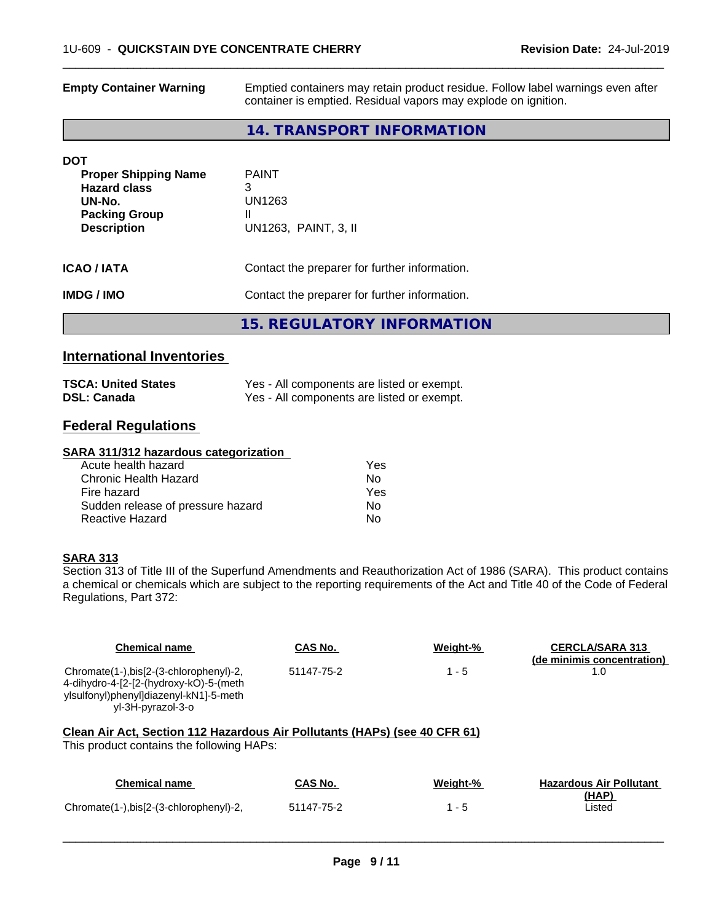| | |
|---|---|
| **Empty Container Warning** | Emptied containers may retain product residue. Follow label warnings even after container is emptied. Residual vapors may explode on ignition. |

## 14. TRANSPORT INFORMATION

**DOT**

| | |
|---|---|
| **Proper Shipping Name** | PAINT |
| **Hazard class** | 3 |
| **UN-No.** | UN1263 |
| **Packing Group** | II |
| **Description** | UN1263, PAINT, 3, II |

| | |
|---|---|
| **ICAO / IATA** | Contact the preparer for further information. |
| **IMDG / IMO** | Contact the preparer for further information. |

## 15. REGULATORY INFORMATION

### International Inventories

| | |
|---|---|
| **TSCA: United States** | Yes - All components are listed or exempt. |
| **DSL: Canada** | Yes - All components are listed or exempt. |

### Federal Regulations

**SARA 311/312 hazardous categorization**

| | |
|---|---|
| Acute health hazard | Yes |
| Chronic Health Hazard | No |
| Fire hazard | Yes |
| Sudden release of pressure hazard | No |
| Reactive Hazard | No |

**SARA 313**

Section 313 of Title III of the Superfund Amendments and Reauthorization Act of 1986 (SARA). This product contains a chemical or chemicals which are subject to the reporting requirements of the Act and Title 40 of the Code of Federal Regulations, Part 372:

| Chemical name | CAS No. | Weight-% | CERCLA/SARA 313 (de minimis concentration) |
|---|---|---|---|
| Chromate(1-),bis[2-(3-chlorophenyl)-2,4-dihydro-4-[2-[2-(hydroxy-kO)-5-(methylsulfonyl)phenyl]diazenyl-kN1]-5-methyl-3H-pyrazol-3-o | 51147-75-2 | 1 - 5 | 1.0 |

**Clean Air Act, Section 112 Hazardous Air Pollutants (HAPs) (see 40 CFR 61)**

This product contains the following HAPs:

| Chemical name | CAS No. | Weight-% | Hazardous Air Pollutant (HAP) |
|---|---|---|---|
| Chromate(1-),bis[2-(3-chlorophenyl)-2, | 51147-75-2 | 1 - 5 | Listed |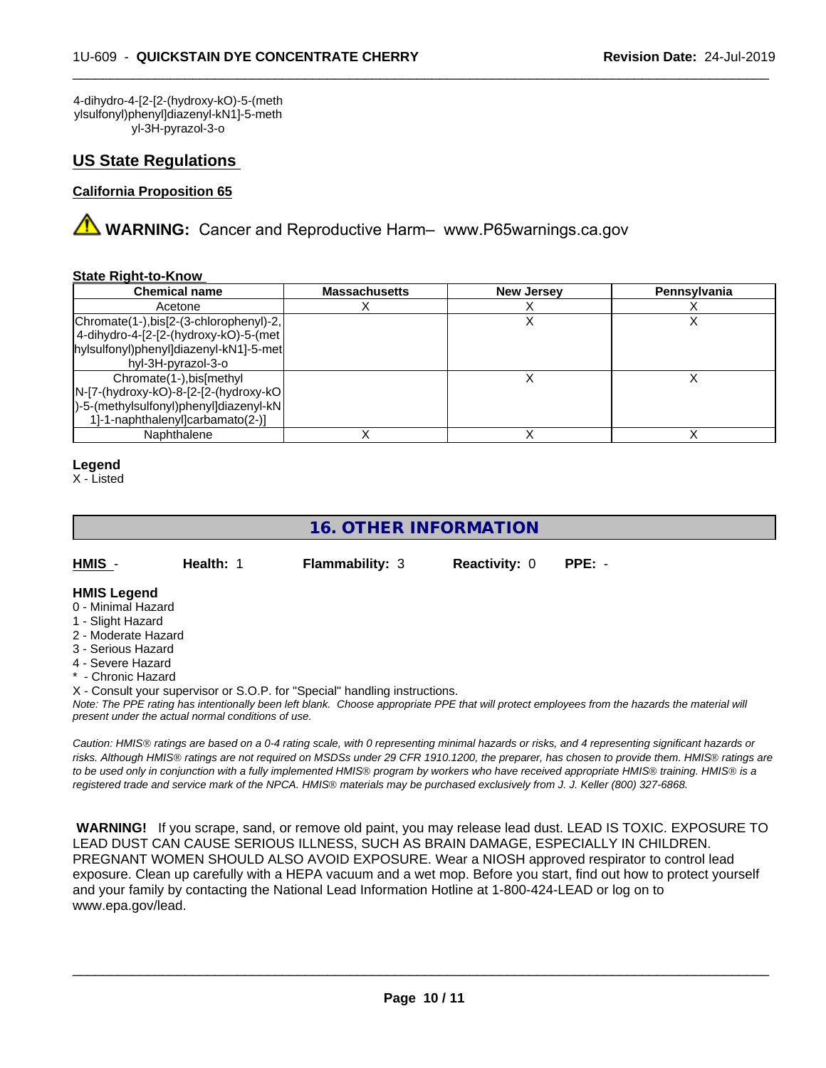4-dihydro-4-[2-[2-(hydroxy-kO)-5-(methylsulfonyl)phenyl]diazenyl-kN1]-5-methyl-3H-pyrazol-3-o

## US State Regulations

### California Proposition 65

⚠ **WARNING:** Cancer and Reproductive Harm– www.P65warnings.ca.gov

### State Right-to-Know

| Chemical name | Massachusetts | New Jersey | Pennsylvania |
|---|---|---|---|
| Acetone | X | X | X |
| Chromate(1-),bis[2-(3-chlorophenyl)-2,4-dihydro-4-[2-[2-(hydroxy-kO)-5-(methylsulfonyl)phenyl]diazenyl-kN1]-5-methyl-3H-pyrazol-3-o | | X | X |
| Chromate(1-),bis[methyl N-[7-(hydroxy-kO)-8-[2-[2-(hydroxy-kO)-5-(methylsulfonyl)phenyl]diazenyl-kN1]-1-naphthalenyl]carbamato(2-)] | | X | X |
| Naphthalene | X | X | X |

**Legend**
X - Listed

# 16. OTHER INFORMATION

**HMIS** - **Health:** 1 **Flammability:** 3 **Reactivity:** 0 **PPE:** -

**HMIS Legend**
0 - Minimal Hazard
1 - Slight Hazard
2 - Moderate Hazard
3 - Serious Hazard
4 - Severe Hazard
* - Chronic Hazard
X - Consult your supervisor or S.O.P. for "Special" handling instructions.

*Note: The PPE rating has intentionally been left blank. Choose appropriate PPE that will protect employees from the hazards the material will present under the actual normal conditions of use.*

*Caution: HMIS® ratings are based on a 0-4 rating scale, with 0 representing minimal hazards or risks, and 4 representing significant hazards or risks. Although HMIS® ratings are not required on MSDSs under 29 CFR 1910.1200, the preparer, has chosen to provide them. HMIS® ratings are to be used only in conjunction with a fully implemented HMIS® program by workers who have received appropriate HMIS® training. HMIS® is a registered trade and service mark of the NPCA. HMIS® materials may be purchased exclusively from J. J. Keller (800) 327-6868.*

**WARNING!** If you scrape, sand, or remove old paint, you may release lead dust. LEAD IS TOXIC. EXPOSURE TO LEAD DUST CAN CAUSE SERIOUS ILLNESS, SUCH AS BRAIN DAMAGE, ESPECIALLY IN CHILDREN. PREGNANT WOMEN SHOULD ALSO AVOID EXPOSURE. Wear a NIOSH approved respirator to control lead exposure. Clean up carefully with a HEPA vacuum and a wet mop. Before you start, find out how to protect yourself and your family by contacting the National Lead Information Hotline at 1-800-424-LEAD or log on to www.epa.gov/lead.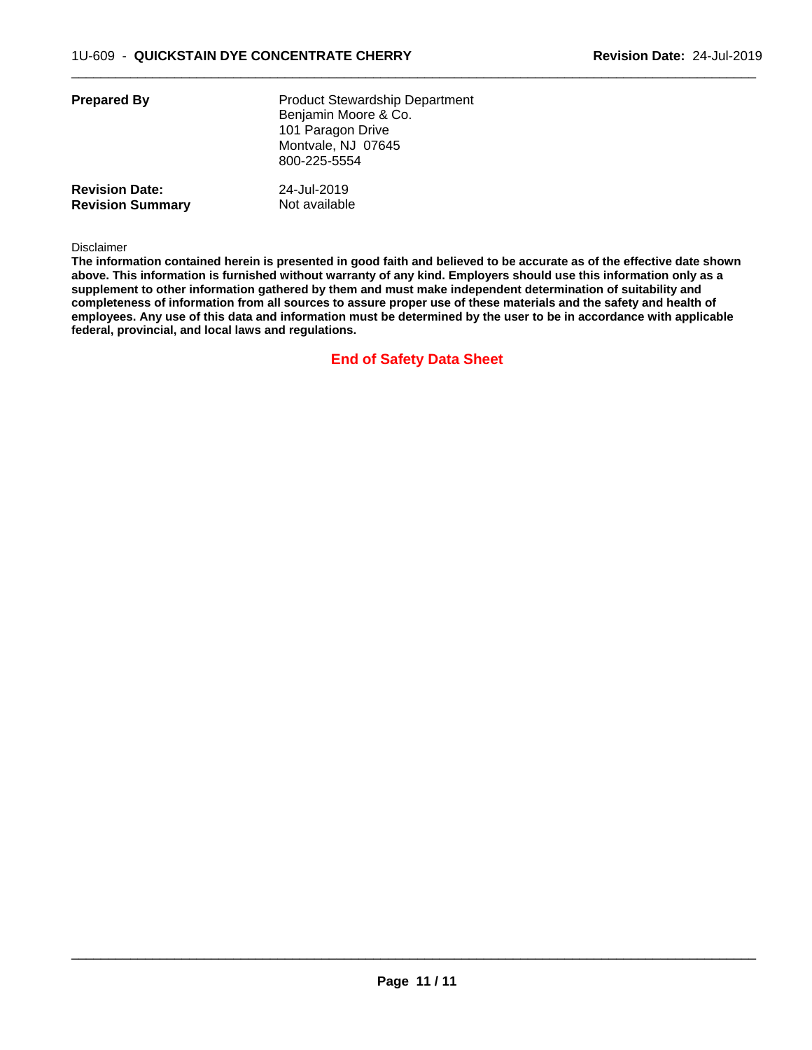| | |
|---|---|
| **Prepared By** | Product Stewardship Department<br>Benjamin Moore & Co.<br>101 Paragon Drive<br>Montvale, NJ 07645<br>800-225-5554 |
| **Revision Date:** | 24-Jul-2019 |
| **Revision Summary** | Not available |

Disclaimer

**The information contained herein is presented in good faith and believed to be accurate as of the effective date shown above. This information is furnished without warranty of any kind. Employers should use this information only as a supplement to other information gathered by them and must make independent determination of suitability and completeness of information from all sources to assure proper use of these materials and the safety and health of employees. Any use of this data and information must be determined by the user to be in accordance with applicable federal, provincial, and local laws and regulations.**

**End of Safety Data Sheet**